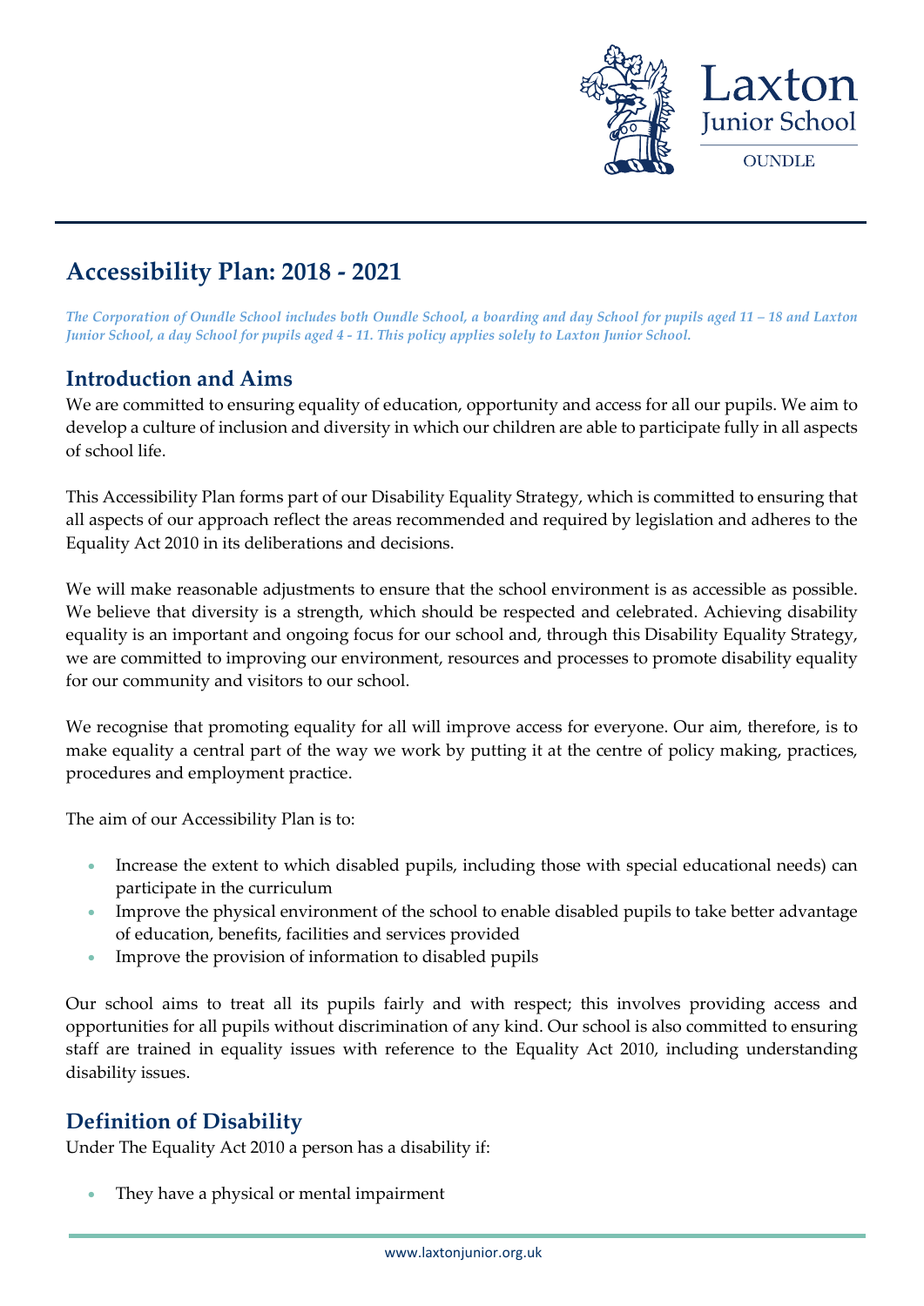# Accessibility Plan: 2018 - 2021

*The Corporation of Oundle School includes both Oundle School, a boarding and day School for pupils aged 11 – 18 and Laxton Junior School, a day School for pupils aged 4 - 11. This policy applies solely to Laxton Junior School.*

## Introduction and Aims

We are committed to ensuring equality of education, opportunity and access for all our pupils. We aim to develop a culture of inclusion and diversity in which our children are able to participate fully in all aspects of school life.

This Accessibility Plan forms part of our Disability Equality Strategy, which is committed to ensuring that all aspects of our approach reflect the areas recommended and required by legislation and adheres to the Equality Act 2010 in its deliberations and decisions.

We will make reasonable adjustments to ensure that the school environment is as accessible as possible. We believe that diversity is a strength, which should be respected and celebrated. Achieving disability equality is an important and ongoing focus for our school and, through this Disability Equality Strategy, we are committed to improving our environment, resources and processes to promote disability equality for our community and visitors to our school.

We recognise that promoting equality for all will improve access for everyone. Our aim, therefore, is to make equality a central part of the way we work by putting it at the centre of policy making, practices, procedures and employment practice.

The aim of our Accessibility Plan is to:

- Increase the extent to which disabled pupils, including those with special educational needs) can participate in the curriculum
- Improve the physical environment of the school to enable disabled pupils to take better advantage of education, benefits, facilities and services provided
- Improve the provision of information to disabled pupils

Our school aims to treat all its pupils fairly and with respect; this involves providing access and opportunities for all pupils without discrimination of any kind. Our school is also committed to ensuring staff are trained in equality issues with reference to the Equality Act 2010, including understanding disability issues.

## Definition of Disability

Under The Equality Act 2010 a person has a disability if:

- They have a physical or mental impairment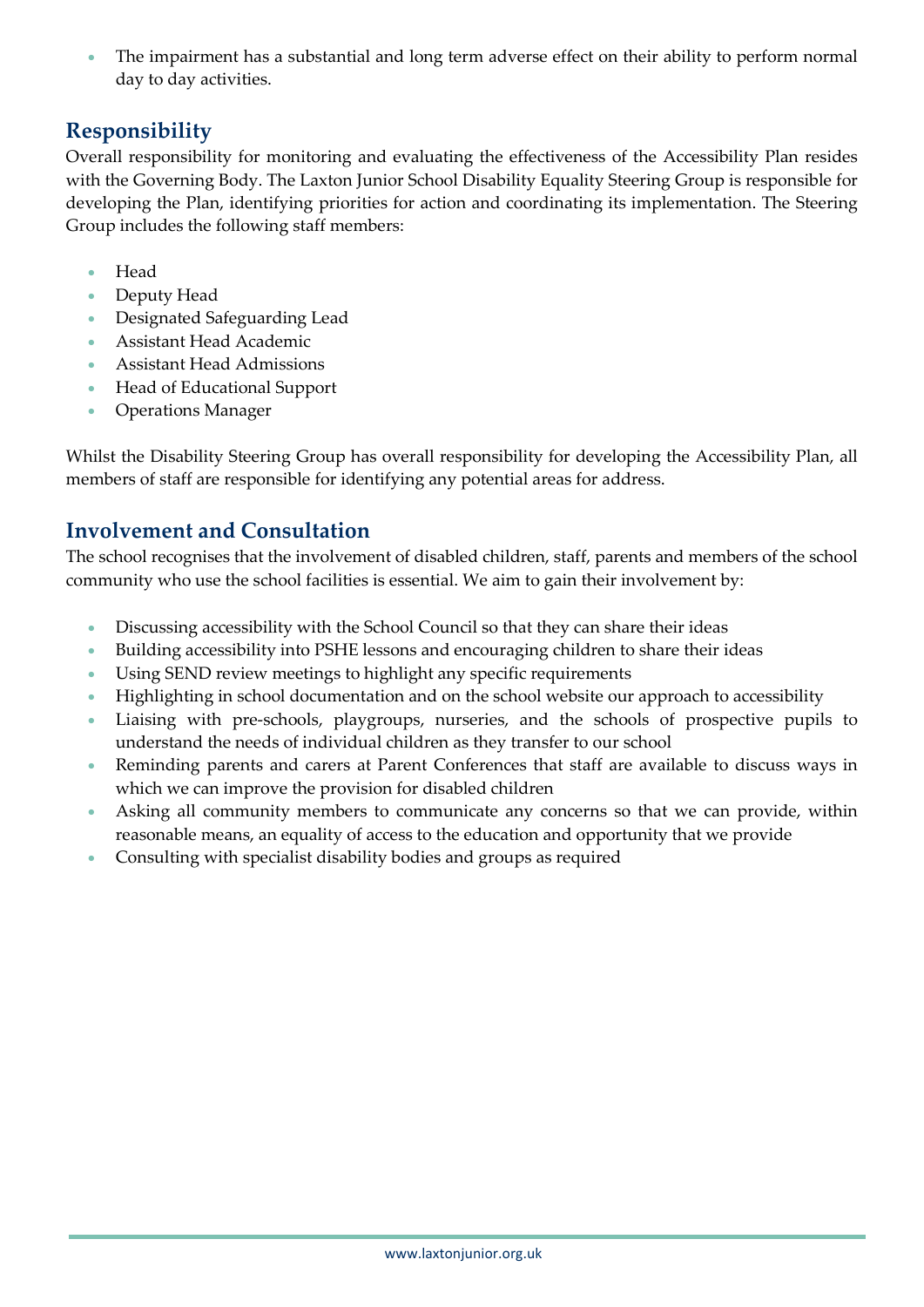- The impairment has a substantial and long term adverse effect on their ability to perform normal day to day activities.

## Responsibility

Overall responsibility for monitoring and evaluating the effectiveness of the Accessibility Plan resides with the Governing Body. The Laxton Junior School Disability Equality Steering Group is responsible for developing the Plan, identifying priorities for action and coordinating its implementation. The Steering Group includes the following staff members:

- Head
- Deputy Head
- Designated Safeguarding Lead
- Assistant Head Academic
- Assistant Head Admissions
- Head of Educational Support
- Operations Manager

Whilst the Disability Steering Group has overall responsibility for developing the Accessibility Plan, all members of staff are responsible for identifying any potential areas for address.

## Involvement and Consultation

The school recognises that the involvement of disabled children, staff, parents and members of the school community who use the school facilities is essential. We aim to gain their involvement by:

- Discussing accessibility with the School Council so that they can share their ideas
- Building accessibility into PSHE lessons and encouraging children to share their ideas
- Using SEND review meetings to highlight any specific requirements
- Highlighting in school documentation and on the school website our approach to accessibility
- Liaising with pre-schools, playgroups, nurseries, and the schools of prospective pupils to understand the needs of individual children as they transfer to our school
- Reminding parents and carers at Parent Conferences that staff are available to discuss ways in which we can improve the provision for disabled children
- Asking all community members to communicate any concerns so that we can provide, within reasonable means, an equality of access to the education and opportunity that we provide
- Consulting with specialist disability bodies and groups as required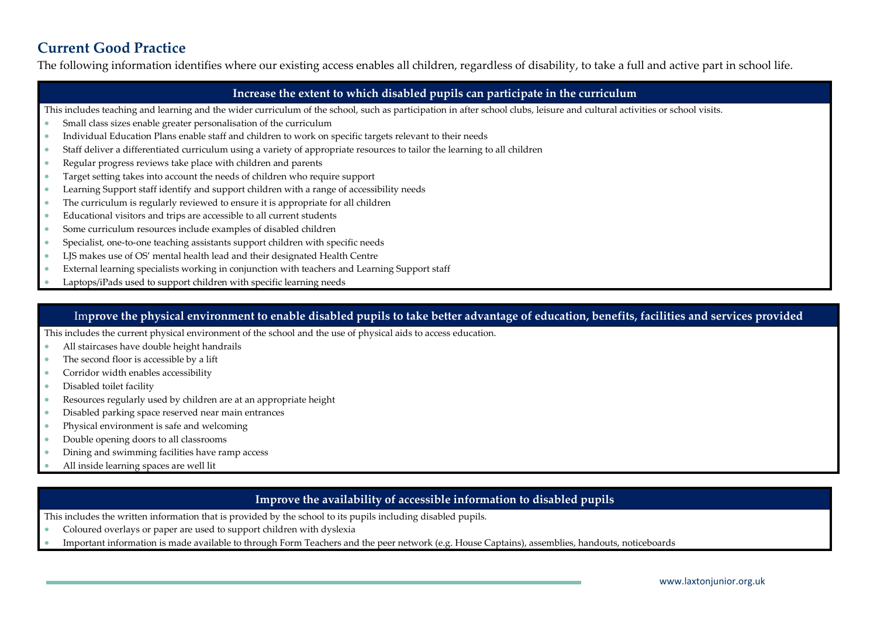## Current Good Practice

The following information identifies where our existing access enables all children, regardless of disability, to take a full and active part in school life.

### Increase the extent to which disabled pupils can participate in the curriculum

This includes teaching and learning and the wider curriculum of the school, such as participation in after school clubs, leisure and cultural activities or school visits.

- Small class sizes enable greater personalisation of the curriculum
- Individual Education Plans enable staff and children to work on specific targets relevant to their needs
- Staff deliver a differentiated curriculum using a variety of appropriate resources to tailor the learning to all children
- Regular progress reviews take place with children and parents
- Target setting takes into account the needs of children who require support
- Learning Support staff identify and support children with a range of accessibility needs
- The curriculum is regularly reviewed to ensure it is appropriate for all children
- Educational visitors and trips are accessible to all current students
- Some curriculum resources include examples of disabled children
- Specialist, one-to-one teaching assistants support children with specific needs
- LJS makes use of OS' mental health lead and their designated Health Centre
- External learning specialists working in conjunction with teachers and Learning Support staff
- Laptops/iPads used to support children with specific learning needs

### Improve the physical environment to enable disabled pupils to take better advantage of education, benefits, facilities and services provided

This includes the current physical environment of the school and the use of physical aids to access education.

- All staircases have double height handrails
- The second floor is accessible by a lift
- Corridor width enables accessibility
- Disabled toilet facility
- Resources regularly used by children are at an appropriate height
- Disabled parking space reserved near main entrances
- Physical environment is safe and welcoming
- Double opening doors to all classrooms
- Dining and swimming facilities have ramp access
- All inside learning spaces are well lit

### Improve the availability of accessible information to disabled pupils

This includes the written information that is provided by the school to its pupils including disabled pupils.

- Coloured overlays or paper are used to support children with dyslexia
- Important information is made available to through Form Teachers and the peer network (e.g. House Captains), assemblies, handouts, noticeboards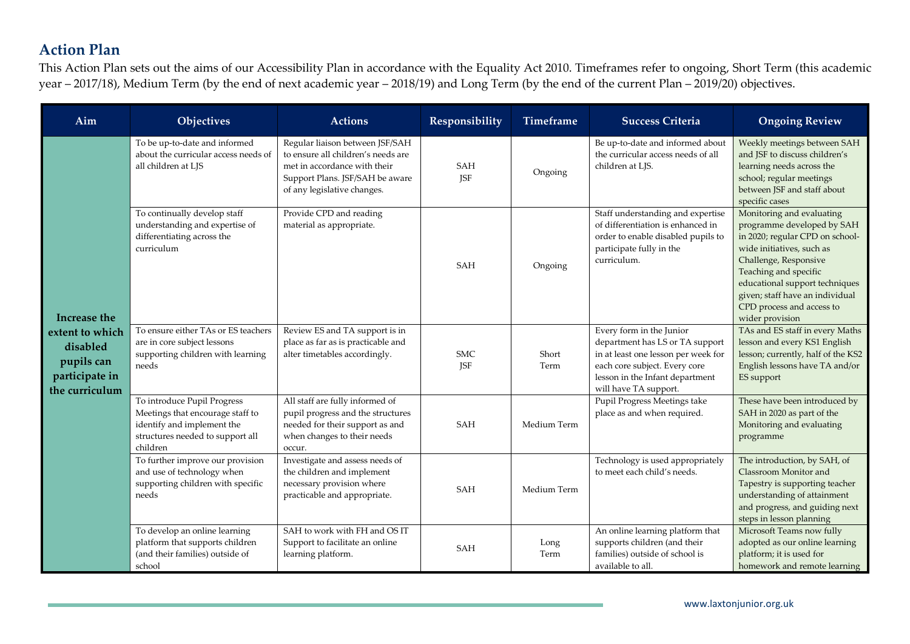## Action Plan

This Action Plan sets out the aims of our Accessibility Plan in accordance with the Equality Act 2010. Timeframes refer to ongoing, Short Term (this academic year – 2017/18), Medium Term (by the end of next academic year – 2018/19) and Long Term (by the end of the current Plan – 2019/20) objectives.

| Aim | Objectives | Actions | Responsibility | Timeframe | Success Criteria | Ongoing Review |
|---|---|---|---|---|---|---|
| **Increase the extent to which disabled pupils can participate in the curriculum** | To be up-to-date and informed about the curricular access needs of all children at LJS | Regular liaison between JSF/SAH to ensure all children's needs are met in accordance with their Support Plans. JSF/SAH be aware of any legislative changes. | SAH JSF | Ongoing | Be up-to-date and informed about the curricular access needs of all children at LJS. | Weekly meetings between SAH and JSF to discuss children's learning needs across the school; regular meetings between JSF and staff about specific cases |
| | To continually develop staff understanding and expertise of differentiating across the curriculum | Provide CPD and reading material as appropriate. | SAH | Ongoing | Staff understanding and expertise of differentiation is enhanced in order to enable disabled pupils to participate fully in the curriculum. | Monitoring and evaluating programme developed by SAH in 2020; regular CPD on school-wide initiatives, such as Challenge, Responsive Teaching and specific educational support techniques given; staff have an individual CPD process and access to wider provision |
| | To ensure either TAs or ES teachers are in core subject lessons supporting children with learning needs | Review ES and TA support is in place as far as is practicable and alter timetables accordingly. | SMC JSF | Short Term | Every form in the Junior department has LS or TA support in at least one lesson per week for each core subject. Every core lesson in the Infant department will have TA support. | TAs and ES staff in every Maths lesson and every KS1 English lesson; currently, half of the KS2 English lessons have TA and/or ES support |
| | To introduce Pupil Progress Meetings that encourage staff to identify and implement the structures needed to support all children | All staff are fully informed of pupil progress and the structures needed for their support as and when changes to their needs occur. | SAH | Medium Term | Pupil Progress Meetings take place as and when required. | These have been introduced by SAH in 2020 as part of the Monitoring and evaluating programme |
| | To further improve our provision and use of technology when supporting children with specific needs | Investigate and assess needs of the children and implement necessary provision where practicable and appropriate. | SAH | Medium Term | Technology is used appropriately to meet each child's needs. | The introduction, by SAH, of Classroom Monitor and Tapestry is supporting teacher understanding of attainment and progress, and guiding next steps in lesson planning |
| | To develop an online learning platform that supports children (and their families) outside of school | SAH to work with FH and OS IT Support to facilitate an online learning platform. | SAH | Long Term | An online learning platform that supports children (and their families) outside of school is available to all. | Microsoft Teams now fully adopted as our online learning platform; it is used for homework and remote learning |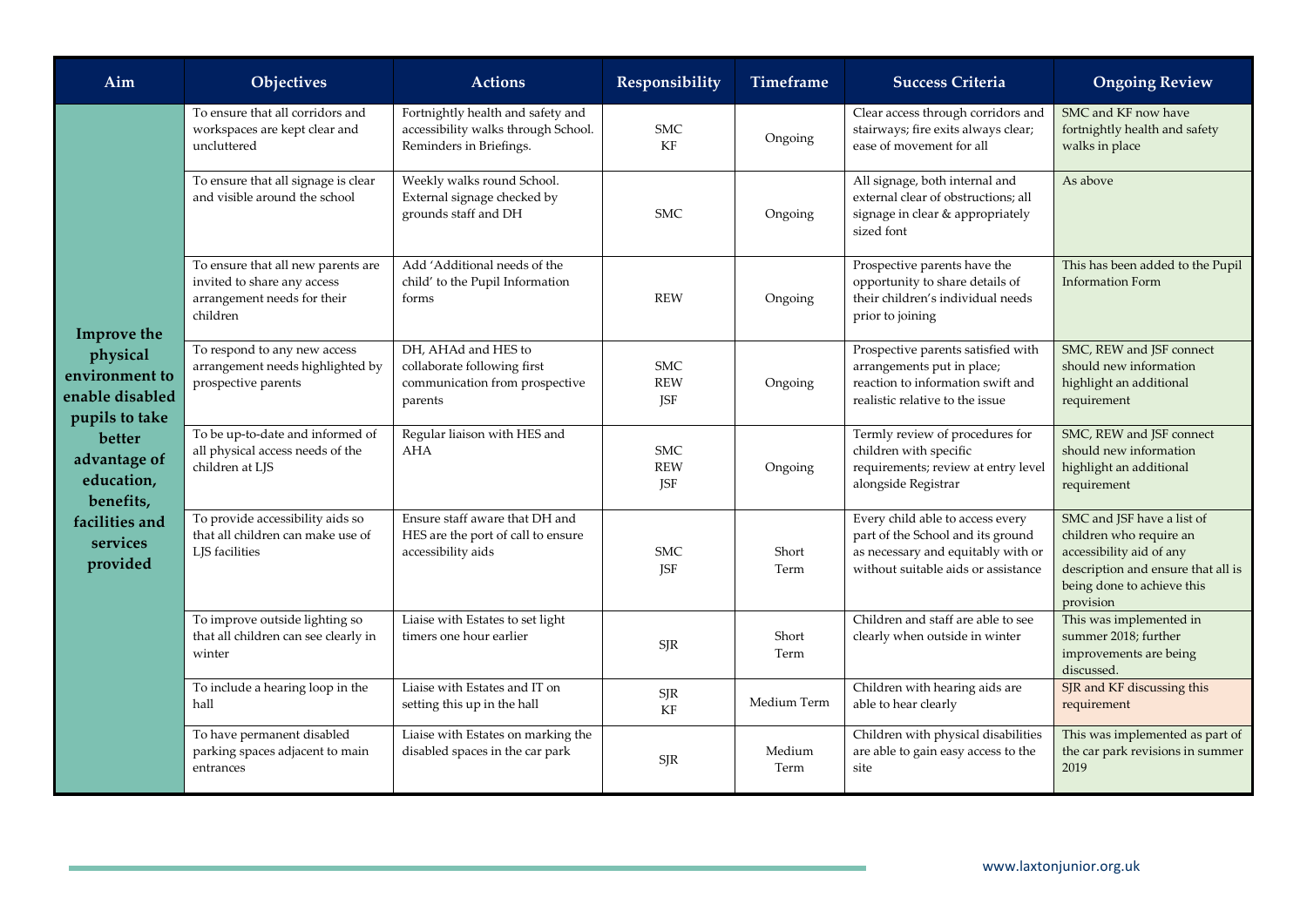| Aim | Objectives | Actions | Responsibility | Timeframe | Success Criteria | Ongoing Review |
|---|---|---|---|---|---|---|
| **Improve the physical environment to enable disabled pupils to take better advantage of education, benefits, facilities and services provided** | To ensure that all corridors and workspaces are kept clear and uncluttered | Fortnightly health and safety and accessibility walks through School. Reminders in Briefings. | SMC KF | Ongoing | Clear access through corridors and stairways; fire exits always clear; ease of movement for all | SMC and KF now have fortnightly health and safety walks in place |
| | To ensure that all signage is clear and visible around the school | Weekly walks round School. External signage checked by grounds staff and DH | SMC | Ongoing | All signage, both internal and external clear of obstructions; all signage in clear & appropriately sized font | As above |
| | To ensure that all new parents are invited to share any access arrangement needs for their children | Add 'Additional needs of the child' to the Pupil Information forms | REW | Ongoing | Prospective parents have the opportunity to share details of their children's individual needs prior to joining | This has been added to the Pupil Information Form |
| | To respond to any new access arrangement needs highlighted by prospective parents | DH, AHAd and HES to collaborate following first communication from prospective parents | SMC REW JSF | Ongoing | Prospective parents satisfied with arrangements put in place; reaction to information swift and realistic relative to the issue | SMC, REW and JSF connect should new information highlight an additional requirement |
| | To be up-to-date and informed of all physical access needs of the children at LJS | Regular liaison with HES and AHA | SMC REW JSF | Ongoing | Termly review of procedures for children with specific requirements; review at entry level alongside Registrar | SMC, REW and JSF connect should new information highlight an additional requirement |
| | To provide accessibility aids so that all children can make use of LJS facilities | Ensure staff aware that DH and HES are the port of call to ensure accessibility aids | SMC JSF | Short Term | Every child able to access every part of the School and its ground as necessary and equitably with or without suitable aids or assistance | SMC and JSF have a list of children who require an accessibility aid of any description and ensure that all is being done to achieve this provision |
| | To improve outside lighting so that all children can see clearly in winter | Liaise with Estates to set light timers one hour earlier | SJR | Short Term | Children and staff are able to see clearly when outside in winter | This was implemented in summer 2018; further improvements are being discussed. |
| | To include a hearing loop in the hall | Liaise with Estates and IT on setting this up in the hall | SJR KF | Medium Term | Children with hearing aids are able to hear clearly | SJR and KF discussing this requirement |
| | To have permanent disabled parking spaces adjacent to main entrances | Liaise with Estates on marking the disabled spaces in the car park | SJR | Medium Term | Children with physical disabilities are able to gain easy access to the site | This was implemented as part of the car park revisions in summer 2019 |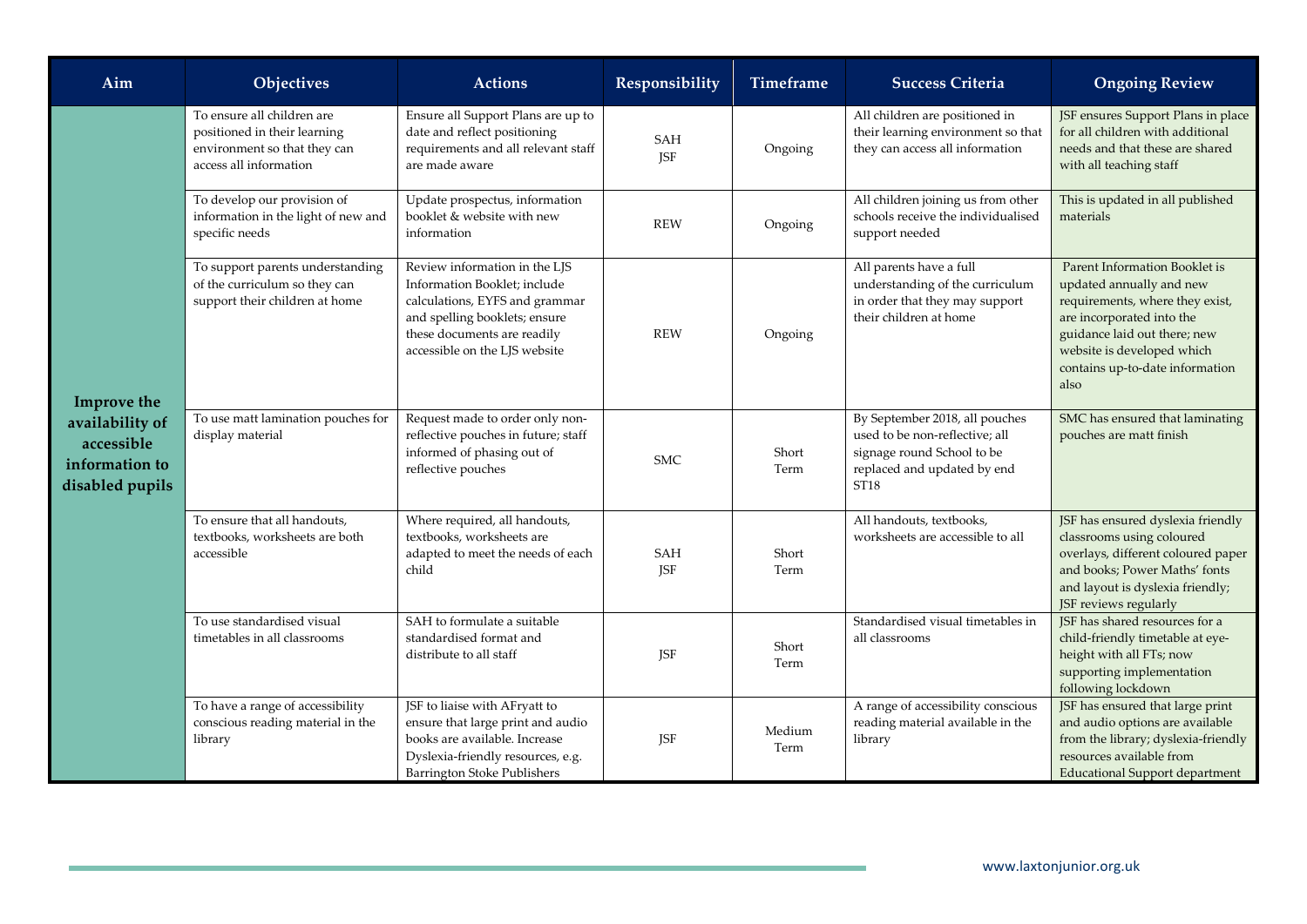| Aim | Objectives | Actions | Responsibility | Timeframe | Success Criteria | Ongoing Review |
|---|---|---|---|---|---|---|
| **Improve the availability of accessible information to disabled pupils** | To ensure all children are positioned in their learning environment so that they can access all information | Ensure all Support Plans are up to date and reflect positioning requirements and all relevant staff are made aware | SAH JSF | Ongoing | All children are positioned in their learning environment so that they can access all information | JSF ensures Support Plans in place for all children with additional needs and that these are shared with all teaching staff |
| | To develop our provision of information in the light of new and specific needs | Update prospectus, information booklet & website with new information | REW | Ongoing | All children joining us from other schools receive the individualised support needed | This is updated in all published materials |
| | To support parents understanding of the curriculum so they can support their children at home | Review information in the LJS Information Booklet; include calculations, EYFS and grammar and spelling booklets; ensure these documents are readily accessible on the LJS website | REW | Ongoing | All parents have a full understanding of the curriculum in order that they may support their children at home | Parent Information Booklet is updated annually and new requirements, where they exist, are incorporated into the guidance laid out there; new website is developed which contains up-to-date information also |
| | To use matt lamination pouches for display material | Request made to order only non-reflective pouches in future; staff informed of phasing out of reflective pouches | SMC | Short Term | By September 2018, all pouches used to be non-reflective; all signage round School to be replaced and updated by end ST18 | SMC has ensured that laminating pouches are matt finish |
| | To ensure that all handouts, textbooks, worksheets are both accessible | Where required, all handouts, textbooks, worksheets are adapted to meet the needs of each child | SAH JSF | Short Term | All handouts, textbooks, worksheets are accessible to all | JSF has ensured dyslexia friendly classrooms using coloured overlays, different coloured paper and books; Power Maths' fonts and layout is dyslexia friendly; JSF reviews regularly |
| | To use standardised visual timetables in all classrooms | SAH to formulate a suitable standardised format and distribute to all staff | JSF | Short Term | Standardised visual timetables in all classrooms | JSF has shared resources for a child-friendly timetable at eye-height with all FTs; now supporting implementation following lockdown |
| | To have a range of accessibility conscious reading material in the library | JSF to liaise with AFryatt to ensure that large print and audio books are available. Increase Dyslexia-friendly resources, e.g. Barrington Stoke Publishers | JSF | Medium Term | A range of accessibility conscious reading material available in the library | JSF has ensured that large print and audio options are available from the library; dyslexia-friendly resources available from Educational Support department |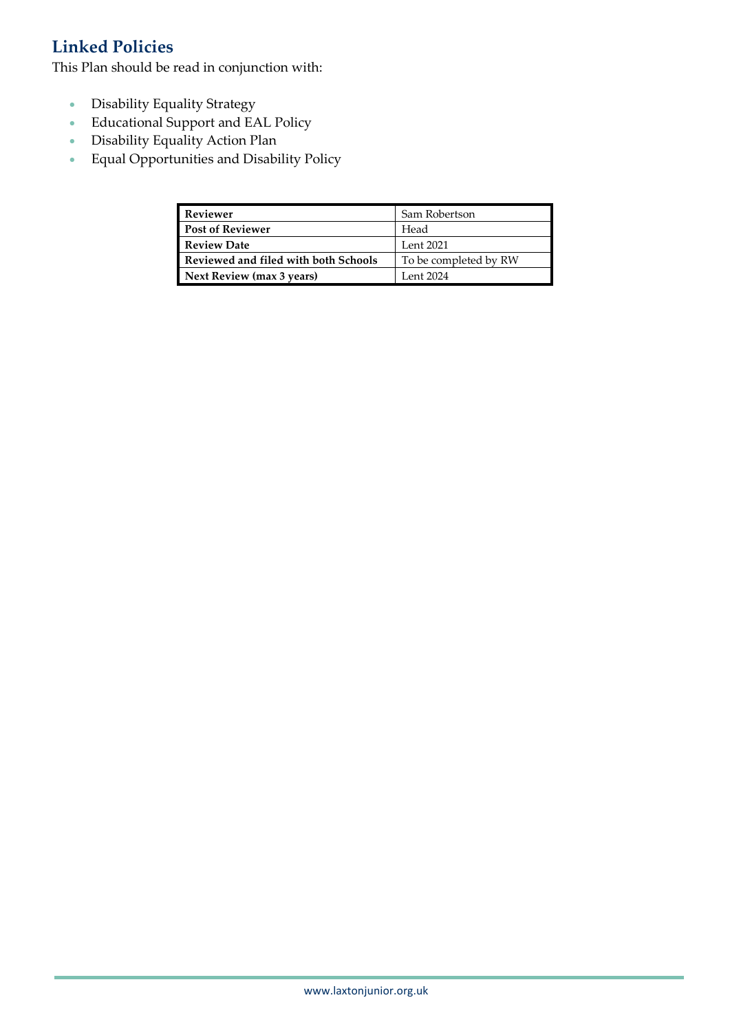## Linked Policies

This Plan should be read in conjunction with:

- Disability Equality Strategy
- Educational Support and EAL Policy
- Disability Equality Action Plan
- Equal Opportunities and Disability Policy

| | |
|---|---|
| **Reviewer** | Sam Robertson |
| **Post of Reviewer** | Head |
| **Review Date** | Lent 2021 |
| **Reviewed and filed with both Schools** | To be completed by RW |
| **Next Review (max 3 years)** | Lent 2024 |